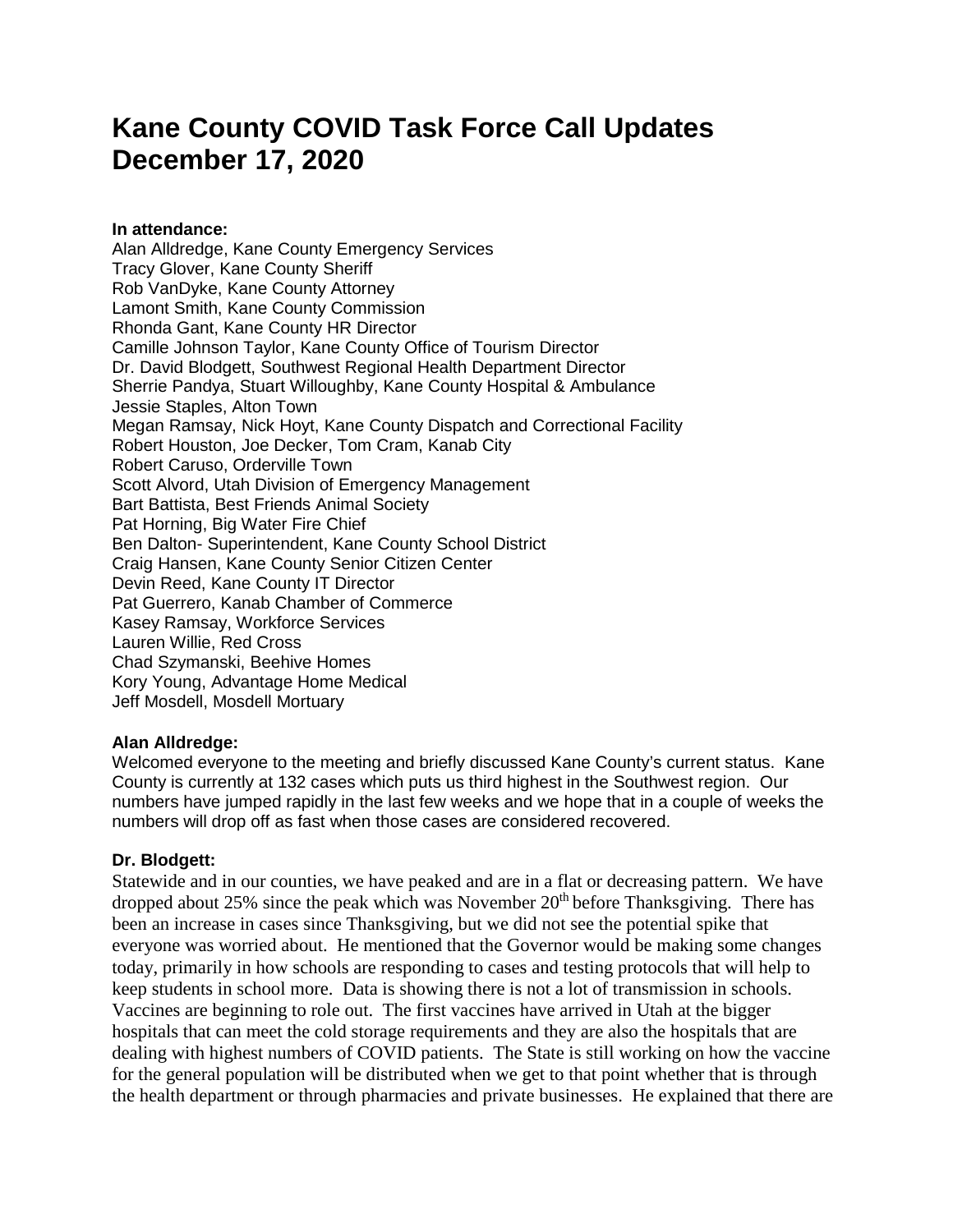# Kane County COVID Task Force Call Updates December 17, 2020

**In attendance:**
Alan Alldredge, Kane County Emergency Services
Tracy Glover, Kane County Sheriff
Rob VanDyke, Kane County Attorney
Lamont Smith, Kane County Commission
Rhonda Gant, Kane County HR Director
Camille Johnson Taylor, Kane County Office of Tourism Director
Dr. David Blodgett, Southwest Regional Health Department Director
Sherrie Pandya, Stuart Willoughby, Kane County Hospital & Ambulance
Jessie Staples, Alton Town
Megan Ramsay, Nick Hoyt, Kane County Dispatch and Correctional Facility
Robert Houston, Joe Decker, Tom Cram, Kanab City
Robert Caruso, Orderville Town
Scott Alvord, Utah Division of Emergency Management
Bart Battista, Best Friends Animal Society
Pat Horning, Big Water Fire Chief
Ben Dalton- Superintendent, Kane County School District
Craig Hansen, Kane County Senior Citizen Center
Devin Reed, Kane County IT Director
Pat Guerrero, Kanab Chamber of Commerce
Kasey Ramsay, Workforce Services
Lauren Willie, Red Cross
Chad Szymanski, Beehive Homes
Kory Young, Advantage Home Medical
Jeff Mosdell, Mosdell Mortuary

**Alan Alldredge:**
Welcomed everyone to the meeting and briefly discussed Kane County's current status. Kane County is currently at 132 cases which puts us third highest in the Southwest region. Our numbers have jumped rapidly in the last few weeks and we hope that in a couple of weeks the numbers will drop off as fast when those cases are considered recovered.

**Dr. Blodgett:**
Statewide and in our counties, we have peaked and are in a flat or decreasing pattern. We have dropped about 25% since the peak which was November 20th before Thanksgiving. There has been an increase in cases since Thanksgiving, but we did not see the potential spike that everyone was worried about. He mentioned that the Governor would be making some changes today, primarily in how schools are responding to cases and testing protocols that will help to keep students in school more. Data is showing there is not a lot of transmission in schools. Vaccines are beginning to role out. The first vaccines have arrived in Utah at the bigger hospitals that can meet the cold storage requirements and they are also the hospitals that are dealing with highest numbers of COVID patients. The State is still working on how the vaccine for the general population will be distributed when we get to that point whether that is through the health department or through pharmacies and private businesses. He explained that there are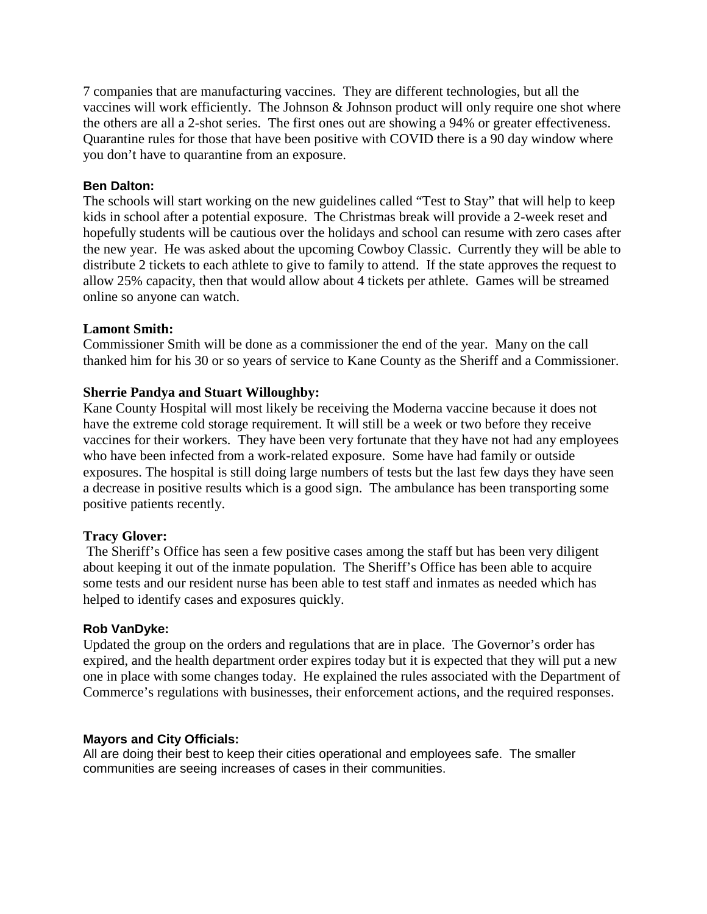7 companies that are manufacturing vaccines. They are different technologies, but all the vaccines will work efficiently. The Johnson & Johnson product will only require one shot where the others are all a 2-shot series. The first ones out are showing a 94% or greater effectiveness. Quarantine rules for those that have been positive with COVID there is a 90 day window where you don't have to quarantine from an exposure.

**Ben Dalton:**
The schools will start working on the new guidelines called "Test to Stay" that will help to keep kids in school after a potential exposure. The Christmas break will provide a 2-week reset and hopefully students will be cautious over the holidays and school can resume with zero cases after the new year. He was asked about the upcoming Cowboy Classic. Currently they will be able to distribute 2 tickets to each athlete to give to family to attend. If the state approves the request to allow 25% capacity, then that would allow about 4 tickets per athlete. Games will be streamed online so anyone can watch.

**Lamont Smith:**
Commissioner Smith will be done as a commissioner the end of the year. Many on the call thanked him for his 30 or so years of service to Kane County as the Sheriff and a Commissioner.

**Sherrie Pandya and Stuart Willoughby:**
Kane County Hospital will most likely be receiving the Moderna vaccine because it does not have the extreme cold storage requirement. It will still be a week or two before they receive vaccines for their workers. They have been very fortunate that they have not had any employees who have been infected from a work-related exposure. Some have had family or outside exposures. The hospital is still doing large numbers of tests but the last few days they have seen a decrease in positive results which is a good sign. The ambulance has been transporting some positive patients recently.

**Tracy Glover:**
The Sheriff's Office has seen a few positive cases among the staff but has been very diligent about keeping it out of the inmate population. The Sheriff's Office has been able to acquire some tests and our resident nurse has been able to test staff and inmates as needed which has helped to identify cases and exposures quickly.

**Rob VanDyke:**
Updated the group on the orders and regulations that are in place. The Governor's order has expired, and the health department order expires today but it is expected that they will put a new one in place with some changes today. He explained the rules associated with the Department of Commerce's regulations with businesses, their enforcement actions, and the required responses.

**Mayors and City Officials:**
All are doing their best to keep their cities operational and employees safe. The smaller communities are seeing increases of cases in their communities.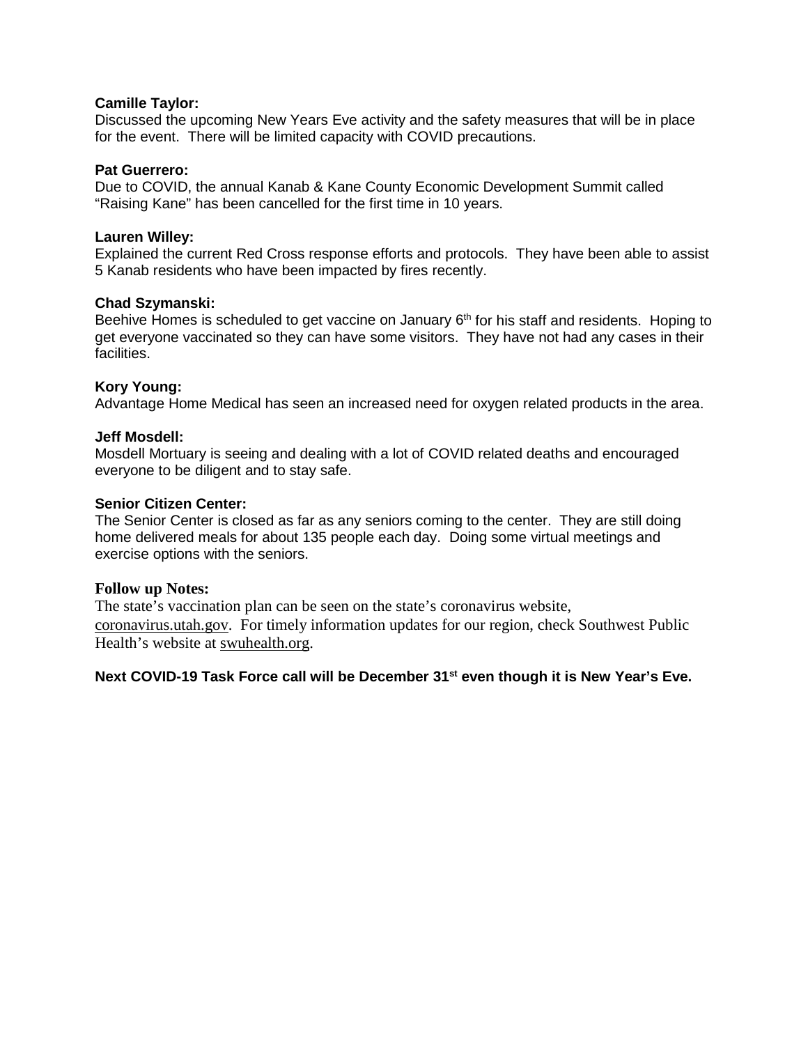**Camille Taylor:**
Discussed the upcoming New Years Eve activity and the safety measures that will be in place for the event. There will be limited capacity with COVID precautions.

**Pat Guerrero:**
Due to COVID, the annual Kanab & Kane County Economic Development Summit called "Raising Kane" has been cancelled for the first time in 10 years.

**Lauren Willey:**
Explained the current Red Cross response efforts and protocols. They have been able to assist 5 Kanab residents who have been impacted by fires recently.

**Chad Szymanski:**
Beehive Homes is scheduled to get vaccine on January 6th for his staff and residents. Hoping to get everyone vaccinated so they can have some visitors. They have not had any cases in their facilities.

**Kory Young:**
Advantage Home Medical has seen an increased need for oxygen related products in the area.

**Jeff Mosdell:**
Mosdell Mortuary is seeing and dealing with a lot of COVID related deaths and encouraged everyone to be diligent and to stay safe.

**Senior Citizen Center:**
The Senior Center is closed as far as any seniors coming to the center. They are still doing home delivered meals for about 135 people each day. Doing some virtual meetings and exercise options with the seniors.

**Follow up Notes:**
The state's vaccination plan can be seen on the state's coronavirus website, coronavirus.utah.gov. For timely information updates for our region, check Southwest Public Health's website at swuhealth.org.

**Next COVID-19 Task Force call will be December 31st even though it is New Year's Eve.**